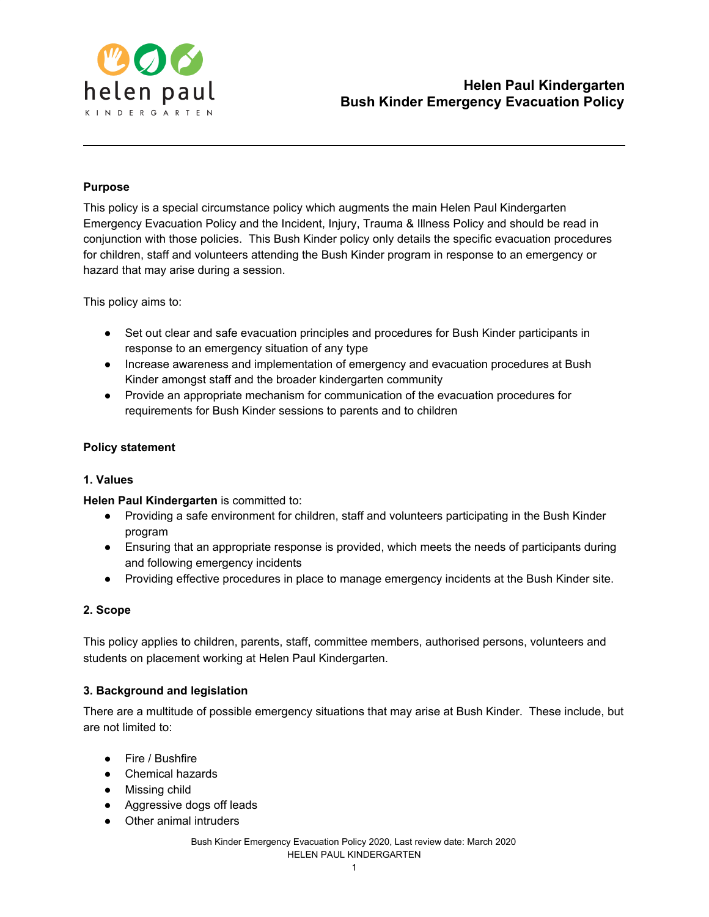# Helen Paul Kindergarten
# Bush Kinder Emergency Evacuation Policy

**Purpose**

This policy is a special circumstance policy which augments the main Helen Paul Kindergarten Emergency Evacuation Policy and the Incident, Injury, Trauma & Illness Policy and should be read in conjunction with those policies. This Bush Kinder policy only details the specific evacuation procedures for children, staff and volunteers attending the Bush Kinder program in response to an emergency or hazard that may arise during a session.

This policy aims to:

- Set out clear and safe evacuation principles and procedures for Bush Kinder participants in response to an emergency situation of any type
- Increase awareness and implementation of emergency and evacuation procedures at Bush Kinder amongst staff and the broader kindergarten community
- Provide an appropriate mechanism for communication of the evacuation procedures for requirements for Bush Kinder sessions to parents and to children

**Policy statement**

**1. Values**

**Helen Paul Kindergarten** is committed to:

- Providing a safe environment for children, staff and volunteers participating in the Bush Kinder program
- Ensuring that an appropriate response is provided, which meets the needs of participants during and following emergency incidents
- Providing effective procedures in place to manage emergency incidents at the Bush Kinder site.

**2. Scope**

This policy applies to children, parents, staff, committee members, authorised persons, volunteers and students on placement working at Helen Paul Kindergarten.

**3. Background and legislation**

There are a multitude of possible emergency situations that may arise at Bush Kinder. These include, but are not limited to:

- Fire / Bushfire
- Chemical hazards
- Missing child
- Aggressive dogs off leads
- Other animal intruders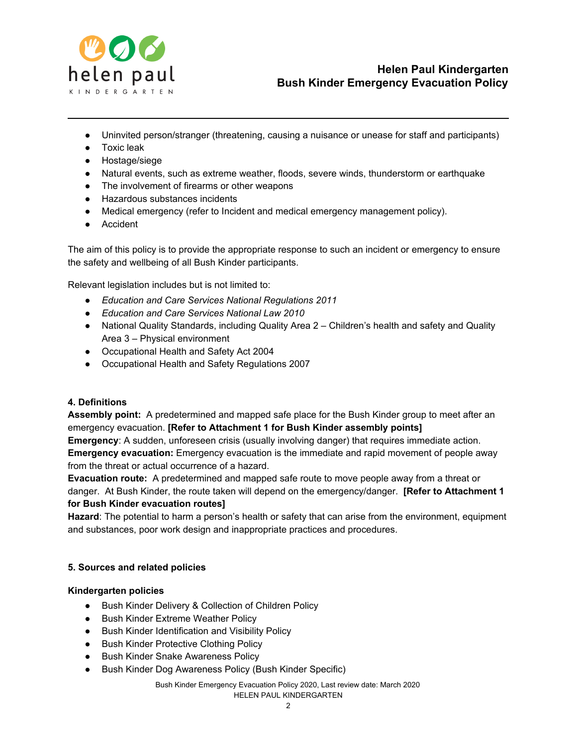- Uninvited person/stranger (threatening, causing a nuisance or unease for staff and participants)
- Toxic leak
- Hostage/siege
- Natural events, such as extreme weather, floods, severe winds, thunderstorm or earthquake
- The involvement of firearms or other weapons
- Hazardous substances incidents
- Medical emergency (refer to Incident and medical emergency management policy).
- Accident

The aim of this policy is to provide the appropriate response to such an incident or emergency to ensure the safety and wellbeing of all Bush Kinder participants.

Relevant legislation includes but is not limited to:

- *Education and Care Services National Regulations 2011*
- *Education and Care Services National Law 2010*
- National Quality Standards, including Quality Area 2 – Children's health and safety and Quality Area 3 – Physical environment
- Occupational Health and Safety Act 2004
- Occupational Health and Safety Regulations 2007

**4. Definitions**

**Assembly point:** A predetermined and mapped safe place for the Bush Kinder group to meet after an emergency evacuation. **[Refer to Attachment 1 for Bush Kinder assembly points]**

**Emergency**: A sudden, unforeseen crisis (usually involving danger) that requires immediate action.

**Emergency evacuation:** Emergency evacuation is the immediate and rapid movement of people away from the threat or actual occurrence of a hazard.

**Evacuation route:** A predetermined and mapped safe route to move people away from a threat or danger. At Bush Kinder, the route taken will depend on the emergency/danger. **[Refer to Attachment 1 for Bush Kinder evacuation routes]**

**Hazard**: The potential to harm a person's health or safety that can arise from the environment, equipment and substances, poor work design and inappropriate practices and procedures.

**5. Sources and related policies**

**Kindergarten policies**

- Bush Kinder Delivery & Collection of Children Policy
- Bush Kinder Extreme Weather Policy
- Bush Kinder Identification and Visibility Policy
- Bush Kinder Protective Clothing Policy
- Bush Kinder Snake Awareness Policy
- Bush Kinder Dog Awareness Policy (Bush Kinder Specific)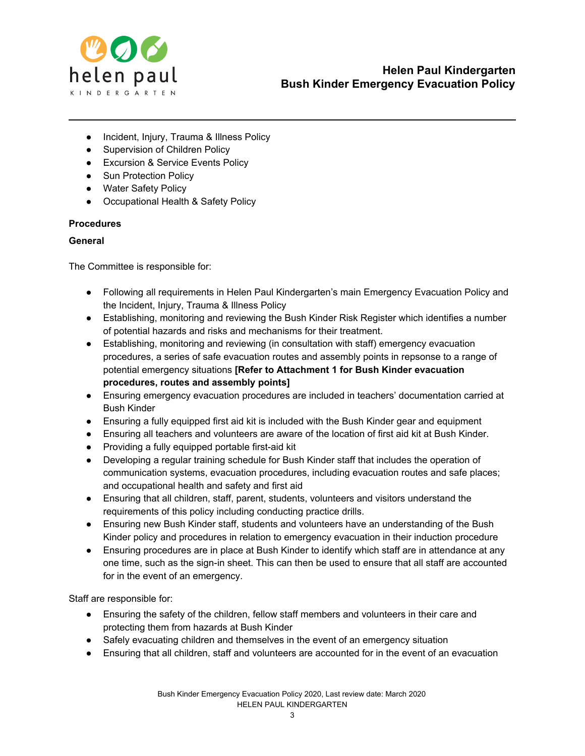- Incident, Injury, Trauma & Illness Policy
- Supervision of Children Policy
- Excursion & Service Events Policy
- Sun Protection Policy
- Water Safety Policy
- Occupational Health & Safety Policy

**Procedures**

**General**

The Committee is responsible for:

- Following all requirements in Helen Paul Kindergarten's main Emergency Evacuation Policy and the Incident, Injury, Trauma & Illness Policy
- Establishing, monitoring and reviewing the Bush Kinder Risk Register which identifies a number of potential hazards and risks and mechanisms for their treatment.
- Establishing, monitoring and reviewing (in consultation with staff) emergency evacuation procedures, a series of safe evacuation routes and assembly points in repsonse to a range of potential emergency situations **[Refer to Attachment 1 for Bush Kinder evacuation procedures, routes and assembly points]**
- Ensuring emergency evacuation procedures are included in teachers' documentation carried at Bush Kinder
- Ensuring a fully equipped first aid kit is included with the Bush Kinder gear and equipment
- Ensuring all teachers and volunteers are aware of the location of first aid kit at Bush Kinder.
- Providing a fully equipped portable first-aid kit
- Developing a regular training schedule for Bush Kinder staff that includes the operation of communication systems, evacuation procedures, including evacuation routes and safe places; and occupational health and safety and first aid
- Ensuring that all children, staff, parent, students, volunteers and visitors understand the requirements of this policy including conducting practice drills.
- Ensuring new Bush Kinder staff, students and volunteers have an understanding of the Bush Kinder policy and procedures in relation to emergency evacuation in their induction procedure
- Ensuring procedures are in place at Bush Kinder to identify which staff are in attendance at any one time, such as the sign-in sheet. This can then be used to ensure that all staff are accounted for in the event of an emergency.

Staff are responsible for:

- Ensuring the safety of the children, fellow staff members and volunteers in their care and protecting them from hazards at Bush Kinder
- Safely evacuating children and themselves in the event of an emergency situation
- Ensuring that all children, staff and volunteers are accounted for in the event of an evacuation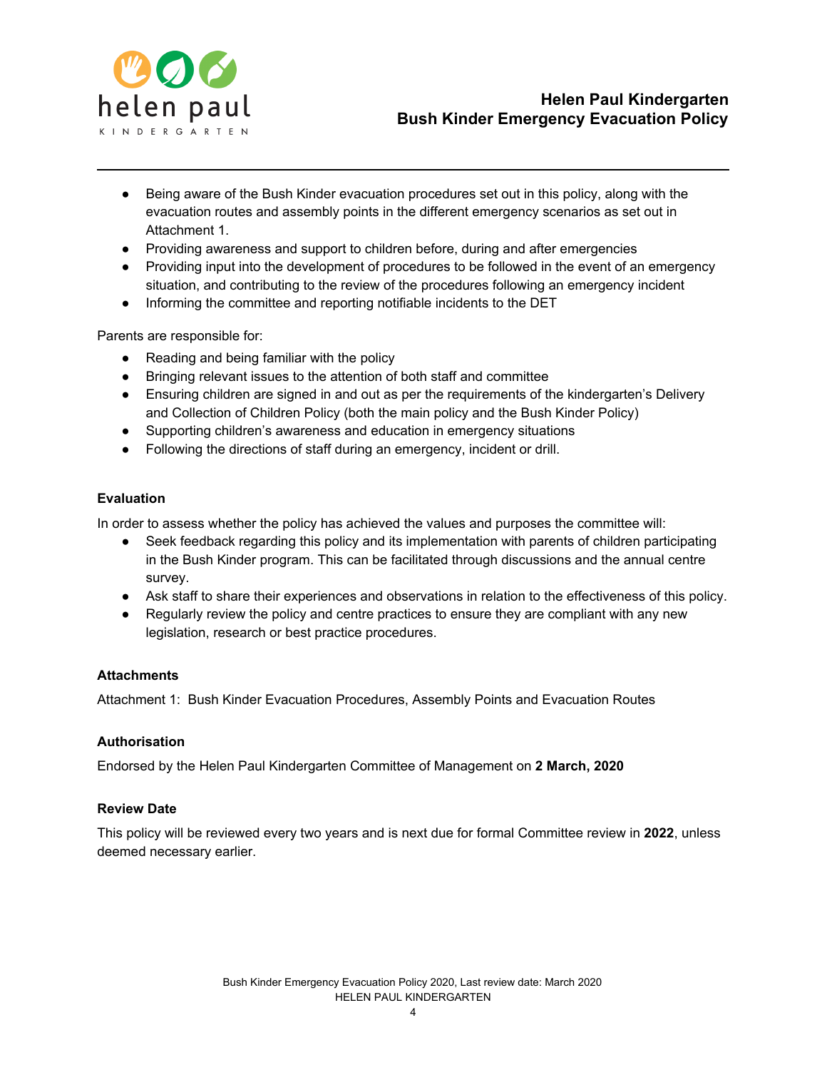- Being aware of the Bush Kinder evacuation procedures set out in this policy, along with the evacuation routes and assembly points in the different emergency scenarios as set out in Attachment 1.
- Providing awareness and support to children before, during and after emergencies
- Providing input into the development of procedures to be followed in the event of an emergency situation, and contributing to the review of the procedures following an emergency incident
- Informing the committee and reporting notifiable incidents to the DET

Parents are responsible for:

- Reading and being familiar with the policy
- Bringing relevant issues to the attention of both staff and committee
- Ensuring children are signed in and out as per the requirements of the kindergarten's Delivery and Collection of Children Policy (both the main policy and the Bush Kinder Policy)
- Supporting children's awareness and education in emergency situations
- Following the directions of staff during an emergency, incident or drill.

### Evaluation

In order to assess whether the policy has achieved the values and purposes the committee will:

- Seek feedback regarding this policy and its implementation with parents of children participating in the Bush Kinder program. This can be facilitated through discussions and the annual centre survey.
- Ask staff to share their experiences and observations in relation to the effectiveness of this policy.
- Regularly review the policy and centre practices to ensure they are compliant with any new legislation, research or best practice procedures.

### Attachments

Attachment 1: Bush Kinder Evacuation Procedures, Assembly Points and Evacuation Routes

### Authorisation

Endorsed by the Helen Paul Kindergarten Committee of Management on **2 March, 2020**

### Review Date

This policy will be reviewed every two years and is next due for formal Committee review in **2022**, unless deemed necessary earlier.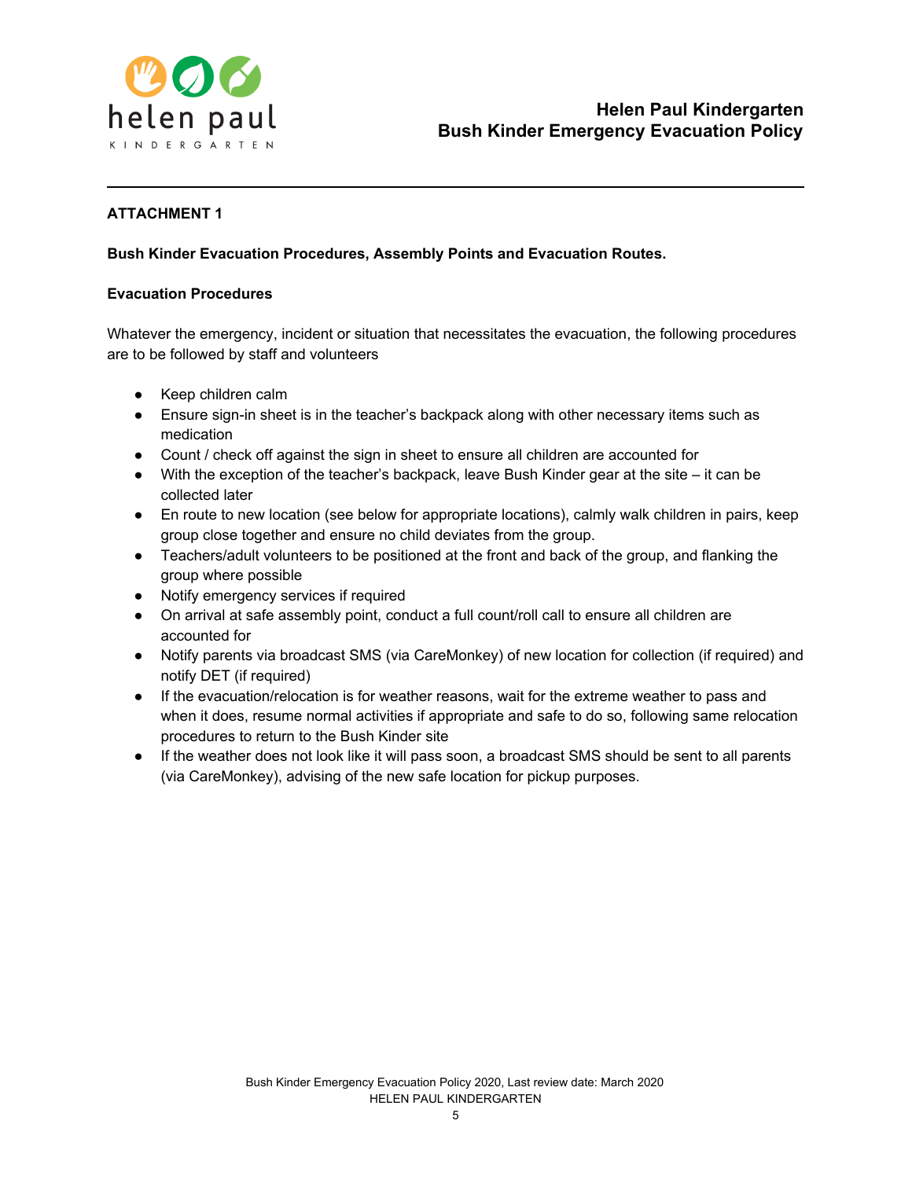**ATTACHMENT 1**

**Bush Kinder Evacuation Procedures, Assembly Points and Evacuation Routes.**

**Evacuation Procedures**

Whatever the emergency, incident or situation that necessitates the evacuation, the following procedures are to be followed by staff and volunteers

- Keep children calm
- Ensure sign-in sheet is in the teacher's backpack along with other necessary items such as medication
- Count / check off against the sign in sheet to ensure all children are accounted for
- With the exception of the teacher's backpack, leave Bush Kinder gear at the site – it can be collected later
- En route to new location (see below for appropriate locations), calmly walk children in pairs, keep group close together and ensure no child deviates from the group.
- Teachers/adult volunteers to be positioned at the front and back of the group, and flanking the group where possible
- Notify emergency services if required
- On arrival at safe assembly point, conduct a full count/roll call to ensure all children are accounted for
- Notify parents via broadcast SMS (via CareMonkey) of new location for collection (if required) and notify DET (if required)
- If the evacuation/relocation is for weather reasons, wait for the extreme weather to pass and when it does, resume normal activities if appropriate and safe to do so, following same relocation procedures to return to the Bush Kinder site
- If the weather does not look like it will pass soon, a broadcast SMS should be sent to all parents (via CareMonkey), advising of the new safe location for pickup purposes.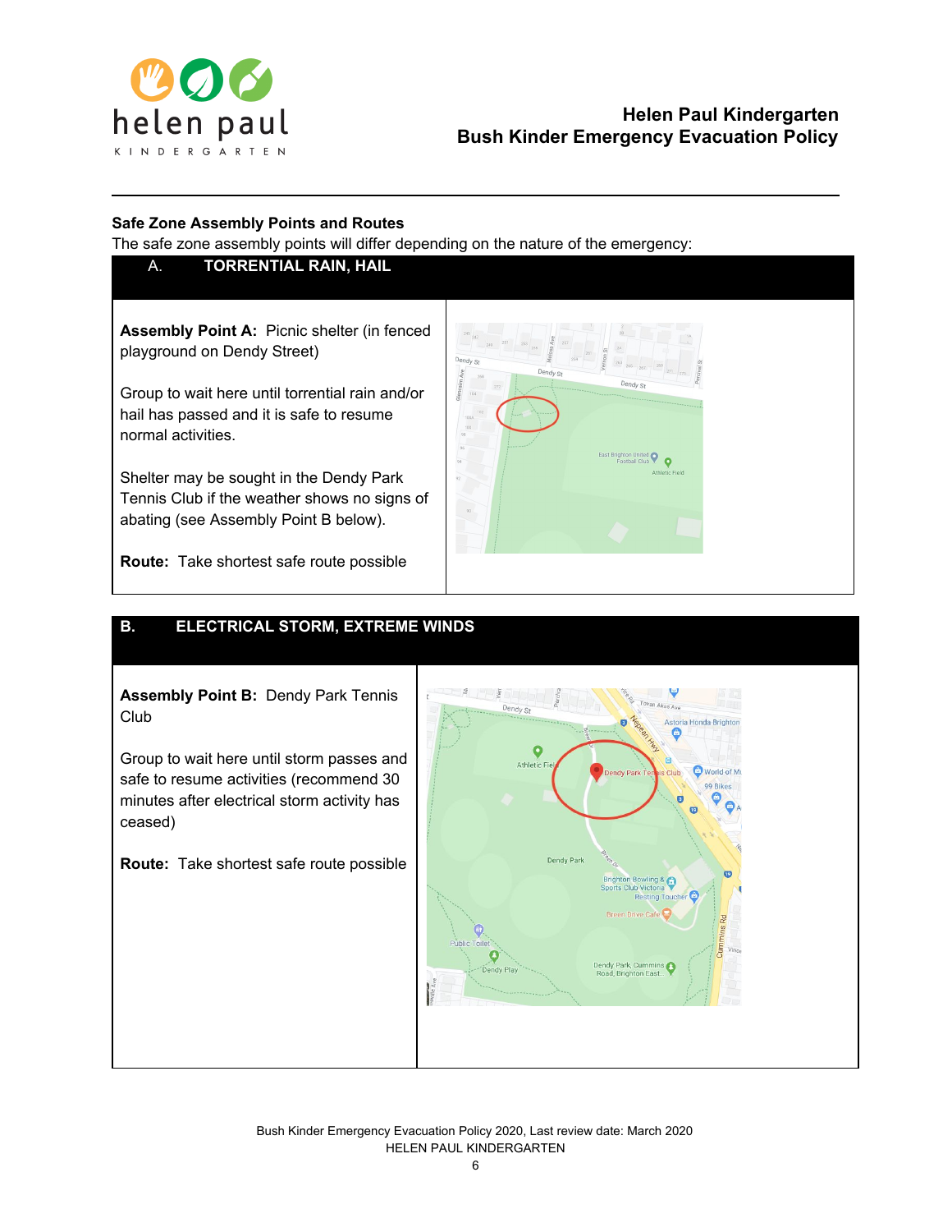### Safe Zone Assembly Points and Routes

The safe zone assembly points will differ depending on the nature of the emergency:

| A. TORRENTIAL RAIN, HAIL | |
|---|---|
| **Assembly Point A:** Picnic shelter (in fenced playground on Dendy Street)<br><br>Group to wait here until torrential rain and/or hail has passed and it is safe to resume normal activities.<br><br>Shelter may be sought in the Dendy Park Tennis Club if the weather shows no signs of abating (see Assembly Point B below).<br><br>**Route:** Take shortest safe route possible | |

| B. ELECTRICAL STORM, EXTREME WINDS | |
|---|---|
| **Assembly Point B:** Dendy Park Tennis Club<br><br>Group to wait here until storm passes and safe to resume activities (recommend 30 minutes after electrical storm activity has ceased)<br><br>**Route:** Take shortest safe route possible | |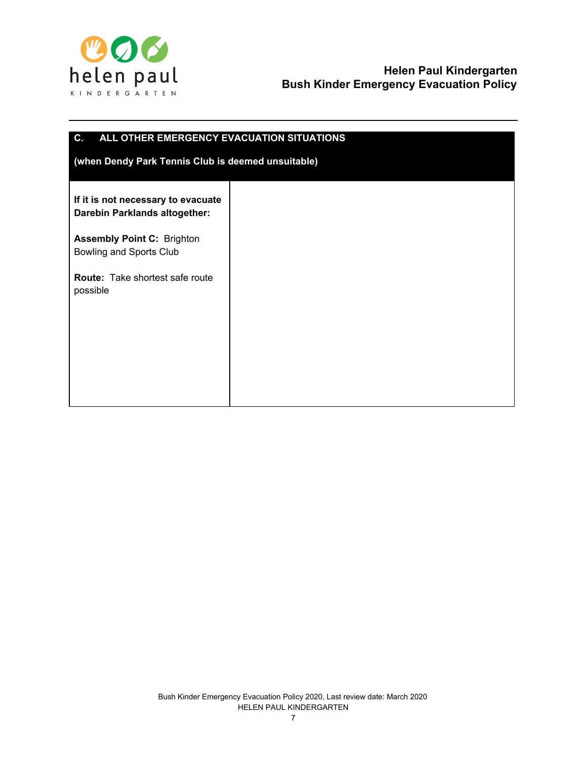| C. ALL OTHER EMERGENCY EVACUATION SITUATIONS (when Dendy Park Tennis Club is deemed unsuitable) | |
|---|---|
| **If it is not necessary to evacuate Darebin Parklands altogether:**<br><br>**Assembly Point C:** Brighton Bowling and Sports Club<br><br>**Route:** Take shortest safe route possible | |